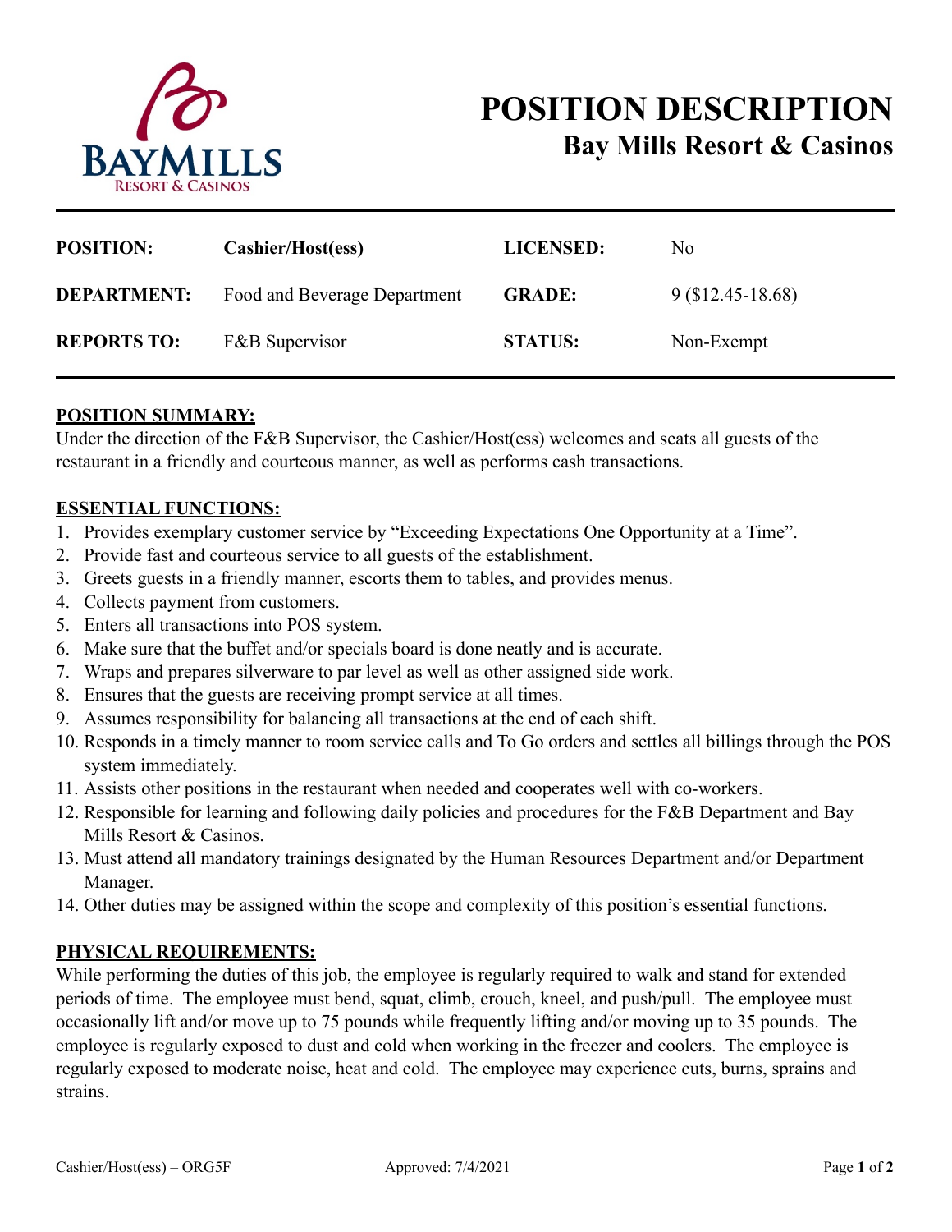# POSITION DESCRIPTION

## Bay Mills Resort & Casinos

| | | | |
|---|---|---|---|
| **POSITION:** | **Cashier/Host(ess)** | **LICENSED:** | No |
| **DEPARTMENT:** | Food and Beverage Department | **GRADE:** | 9 ($12.45-18.68) |
| **REPORTS TO:** | F&B Supervisor | **STATUS:** | Non-Exempt |

**POSITION SUMMARY:**

Under the direction of the F&B Supervisor, the Cashier/Host(ess) welcomes and seats all guests of the restaurant in a friendly and courteous manner, as well as performs cash transactions.

**ESSENTIAL FUNCTIONS:**

1. Provides exemplary customer service by "Exceeding Expectations One Opportunity at a Time".
2. Provide fast and courteous service to all guests of the establishment.
3. Greets guests in a friendly manner, escorts them to tables, and provides menus.
4. Collects payment from customers.
5. Enters all transactions into POS system.
6. Make sure that the buffet and/or specials board is done neatly and is accurate.
7. Wraps and prepares silverware to par level as well as other assigned side work.
8. Ensures that the guests are receiving prompt service at all times.
9. Assumes responsibility for balancing all transactions at the end of each shift.
10. Responds in a timely manner to room service calls and To Go orders and settles all billings through the POS system immediately.
11. Assists other positions in the restaurant when needed and cooperates well with co-workers.
12. Responsible for learning and following daily policies and procedures for the F&B Department and Bay Mills Resort & Casinos.
13. Must attend all mandatory trainings designated by the Human Resources Department and/or Department Manager.
14. Other duties may be assigned within the scope and complexity of this position's essential functions.

**PHYSICAL REQUIREMENTS:**

While performing the duties of this job, the employee is regularly required to walk and stand for extended periods of time. The employee must bend, squat, climb, crouch, kneel, and push/pull. The employee must occasionally lift and/or move up to 75 pounds while frequently lifting and/or moving up to 35 pounds. The employee is regularly exposed to dust and cold when working in the freezer and coolers. The employee is regularly exposed to moderate noise, heat and cold. The employee may experience cuts, burns, sprains and strains.

Cashier/Host(ess) – ORG5F Approved: 7/4/2021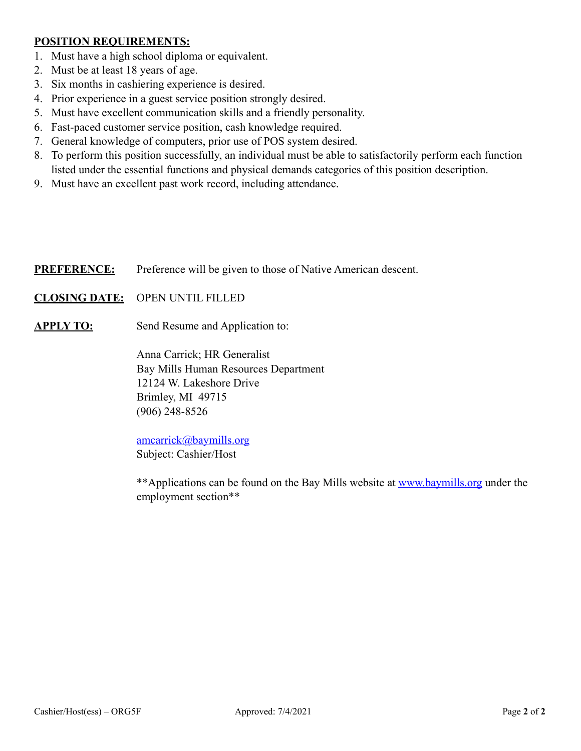**POSITION REQUIREMENTS:**

1. Must have a high school diploma or equivalent.
2. Must be at least 18 years of age.
3. Six months in cashiering experience is desired.
4. Prior experience in a guest service position strongly desired.
5. Must have excellent communication skills and a friendly personality.
6. Fast-paced customer service position, cash knowledge required.
7. General knowledge of computers, prior use of POS system desired.
8. To perform this position successfully, an individual must be able to satisfactorily perform each function listed under the essential functions and physical demands categories of this position description.
9. Must have an excellent past work record, including attendance.

**PREFERENCE:** Preference will be given to those of Native American descent.

**CLOSING DATE:** OPEN UNTIL FILLED

**APPLY TO:** Send Resume and Application to:

Anna Carrick; HR Generalist
Bay Mills Human Resources Department
12124 W. Lakeshore Drive
Brimley, MI 49715
(906) 248-8526

amcarrick@baymills.org
Subject: Cashier/Host

**Applications can be found on the Bay Mills website at www.baymills.org under the employment section**

Cashier/Host(ess) – ORG5F Approved: 7/4/2021